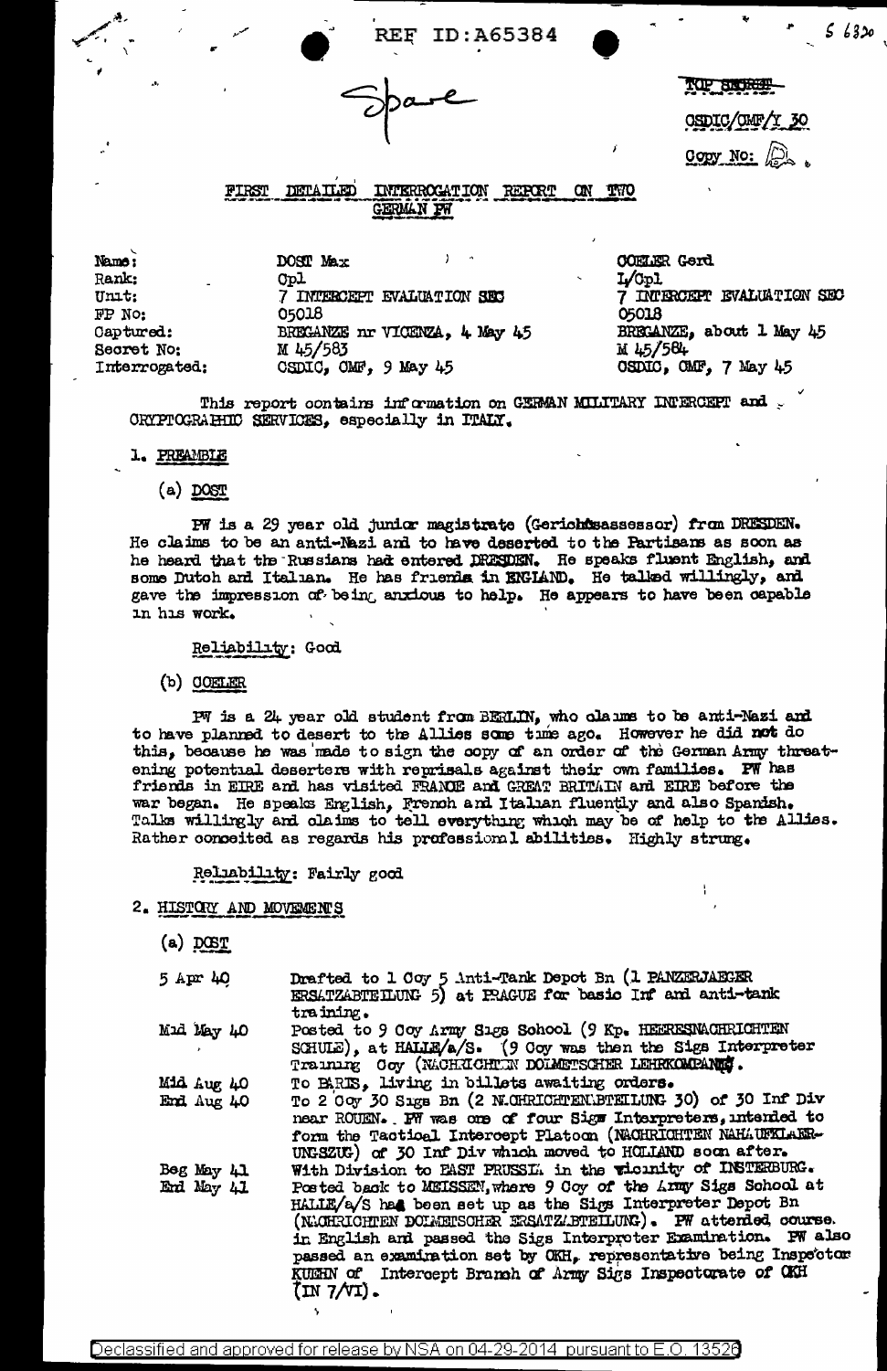REF ID:A65384

Spare

TOP SECRET

CSDIC/CMF/Y 30

Copy No: 

## FIRST DETAILED INTERROGATION REPORT ON TWO GERMAN PW

| | | |
|---|---|---|
| Name: | DOST Max | COELER Gerd |
| Rank: | Cpl | L/Cpl |
| Unit: | 7 INTERCEPT EVALUATION SEC | 7 INTERCEPT EVALUATION SEC |
| FP No: | 05018 | 05018 |
| Captured: | BREGANZE nr VICENZA, 4 May 45 | BREGANZE, about 1 May 45 |
| Secret No: | M 45/583 | M 45/584 |
| Interrogated: | CSDIC, CMF, 9 May 45 | CSDIC, CMF, 7 May 45 |

This report contains information on GERMAN MILITARY INTERCEPT and CRYPTOGRAPHIC SERVICES, especially in ITALY.

### 1. PREAMBLE

(a) DOST

PW is a 29 year old junior magistrate (Gerichtsassessor) from DRESDEN. He claims to be an anti-Nazi and to have deserted to the Partisans as soon as he heard that the Russians had entered DRESDEN. He speaks fluent English, and some Dutch and Italian. He has friends in ENGLAND. He talked willingly, and gave the impression of being anxious to help. He appears to have been capable in his work.

Reliability: Good

(b) COELER

PW is a 24 year old student from BERLIN, who claims to be anti-Nazi and to have planned to desert to the Allies some time ago. However he did not do this, because he was made to sign the copy of an order of the German Army threatening potential deserters with reprisals against their own families. PW has friends in EIRE and has visited FRANCE and GREAT BRITAIN and EIRE before the war began. He speaks English, French and Italian fluently and also Spanish. Talks willingly and claims to tell everything which may be of help to the Allies. Rather conceited as regards his professional abilities. Highly strung.

Reliability: Fairly good

### 2. HISTORY AND MOVEMENTS

(a) DOST

| | |
|---|---|
| 5 Apr 40 | Drafted to 1 Coy 5 Anti-Tank Depot Bn (1 PANZERJAEGER ERSATZABTEILUNG 5) at PRAGUE for basic Inf and anti-tank training. |
| Mid May 40 | Posted to 9 Coy Army Sigs School (9 Kp. HEERESNACHRICHTEN SCHULE), at HALLE/a/S. (9 Coy was then the Sigs Interpreter Training Coy (NACHRICHTEN DOLMETSCHER LEHRKOMPANIE). |
| Mid Aug 40 | To PARIS, living in billets awaiting orders. |
| End Aug 40 | To 2 Coy 30 Sigs Bn (2 NACHRICHTENABTEILUNG 30) of 30 Inf Div near ROUEN. PW was one of four Sigs Interpreters, intended to form the Tactical Intercept Platoon (NACHRICHTEN NAHAUFKLAERUNGSZUG) of 30 Inf Div which moved to HOLLAND soon after. |
| Beg May 41 | With Division to EAST PRUSSIA in the vicinity of INSTERBURG. |
| End May 41 | Posted back to MEISSEN, where 9 Coy of the Army Sigs School at HALLE/a/S had been set up as the Sigs Interpreter Depot Bn (NACHRICHTEN DOLMETSCHER ERSATZABTEILUNG). PW attended course in English and passed the Sigs Interpreter Examination. PW also passed an examination set by OKH, representative being Inspector KUEHN of Intercept Branch of Army Sigs Inspectorate of OKH (IN 7/VI). |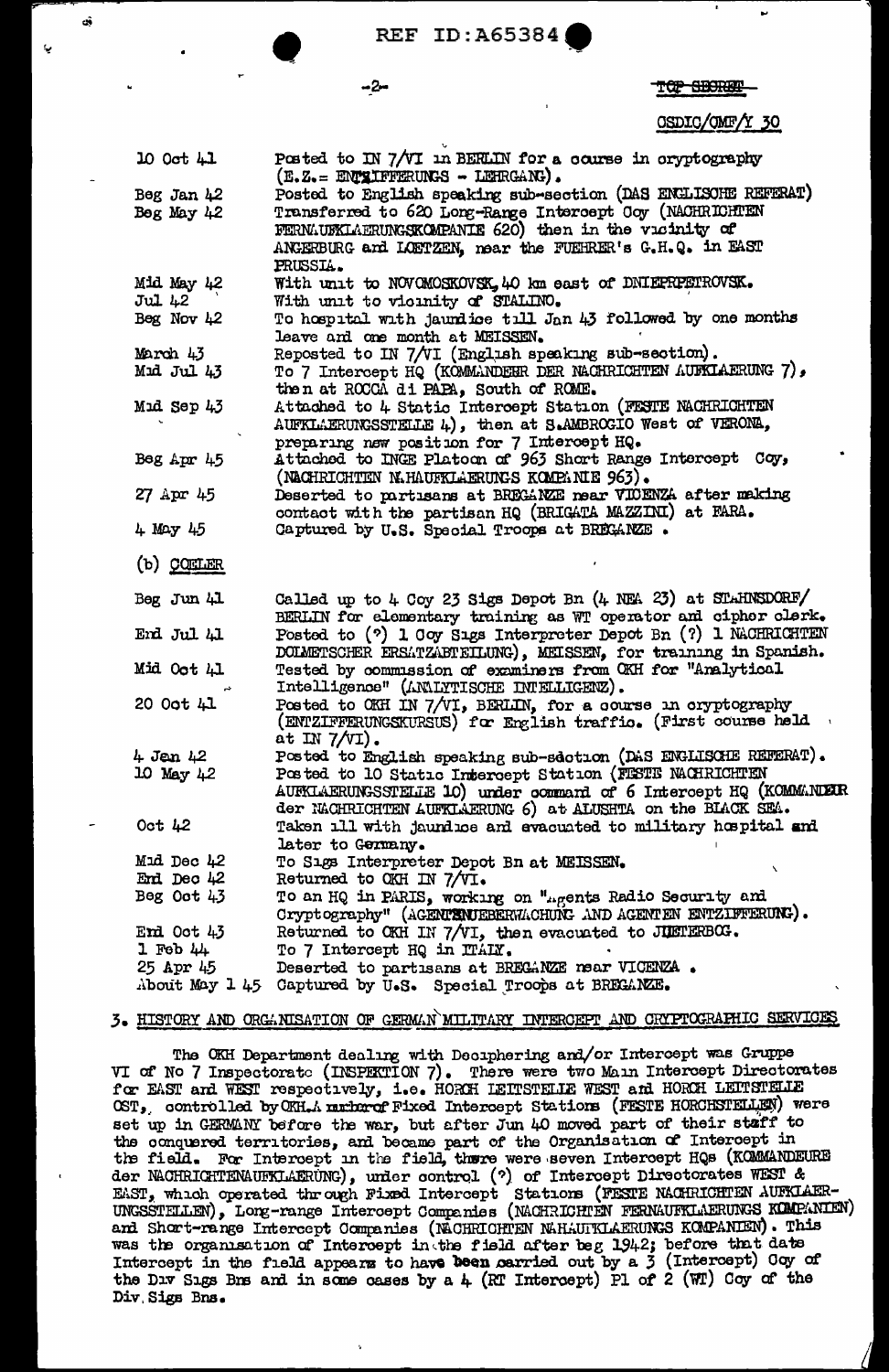REF ID:A65384

TOP SECRET

OSDIC/CMF/Y 30

| | |
|---|---|
| 10 Oct 41 | Posted to IN 7/VI in BERLIN for a course in cryptography (E.Z.= ENTZIFFERUNGS - LEHRGANG). |
| Beg Jan 42 | Posted to English speaking sub-section (DAS ENGLISCHE REFERAT) |
| Beg May 42 | Transferred to 620 Long-Range Intercept Coy (NACHRICHTEN FERNAUFKLAERUNGSKOMPANIE 620) then in the vicinity of ANGERBURG and LOETZEN, near the FUEHRER's G.H.Q. in EAST PRUSSIA. |
| Mid May 42 | With unit to NOVOMOSKOVSK, 40 km east of DNIEPRPETROVSK. |
| Jul 42 | With unit to vicinity of STALINO. |
| Beg Nov 42 | To hospital with jaundice till Jan 43 followed by one months leave and one month at MEISSEN. |
| March 43 | Reposted to IN 7/VI (English speaking sub-section). |
| Mid Jul 43 | To 7 Intercept HQ (KOMMANDEUR DER NACHRICHTEN AUFKLAERUNG 7), then at ROCCA di PAPA, South of ROME. |
| Mid Sep 43 | Attached to 4 Static Intercept Station (FESTE NACHRICHTEN AUFKLAERUNGSSTELLE 4), then at S.AMBROGIO West of VERONA, preparing new position for 7 Intercept HQ. |
| Beg Apr 45 | Attached to INGE Platoon of 963 Short Range Intercept Coy, (NACHRICHTEN NAHAUFKLAERUNGS KOMPANIE 963). |
| 27 Apr 45 | Deserted to partisans at BREGANZE near VICENZA after making contact with the partisan HQ (BRIGATA MAZZINI) at FARA. |
| 4 May 45 | Captured by U.S. Special Troops at BREGANZE. |

(b) COELER

| | |
|---|---|
| Beg Jun 41 | Called up to 4 Coy 23 Sigs Depot Bn (4 NEA 23) at STAHNSDORF/BERLIN for elementary training as WT operator and cipher clerk. |
| End Jul 41 | Posted to (?) 1 Coy Sigs Interpreter Depot Bn (?) 1 NACHRICHTEN DOLMETSCHER ERSATZABTEILUNG), MEISSEN, for training in Spanish. |
| Mid Oct 41 | Tested by commission of examiners from OKH for "Analytical Intelligence" (ANALYTISCHE INTELLIGENZ). |
| 20 Oct 41 | Posted to OKH IN 7/VI, BERLIN, for a course in cryptography (ENTZIFFERUNGSKURSUS) for English traffic. (First course held at IN 7/VI). |
| 4 Jan 42 | Posted to English speaking sub-section (DAS ENGLISCHE REFERAT). |
| 10 May 42 | Posted to 10 Static Intercept Station (FESTE NACHRICHTEN AUFKLAERUNGSSTELLE 10) under command of 6 Intercept HQ (KOMMANDEUR der NACHRICHTEN AUFKLAERUNG 6) at ALUSHTA on the BLACK SEA. |
| Oct 42 | Taken ill with jaundice and evacuated to military hospital and later to Germany. |
| Mid Dec 42 | To Sigs Interpreter Depot Bn at MEISSEN. |
| End Dec 42 | Returned to OKH IN 7/VI. |
| Beg Oct 43 | To an HQ in PARIS, working on "Agents Radio Security and Cryptography" (AGENTENUEBERWACHUNG AND AGENTEN ENTZIFFERUNG). |
| End Oct 43 | Returned to OKH IN 7/VI, then evacuated to JUETERBOG. |
| 1 Feb 44 | To 7 Intercept HQ in ITALY. |
| 25 Apr 45 | Deserted to partisans at BREGANZE near VICENZA. |
| About May 1 45 | Captured by U.S. Special Troops at BREGANZE. |

## 3. HISTORY AND ORGANISATION OF GERMAN MILITARY INTERCEPT AND CRYPTOGRAPHIC SERVICES

The OKH Department dealing with Deciphering and/or Intercept was Gruppe VI of No 7 Inspectorate (INSPEKTION 7). There were two Main Intercept Directorates for EAST and WEST respectively, i.e. HORCH LEITSTELLE WEST and HORCH LEITSTELLE OST, controlled by OKH. A number of Fixed Intercept Stations (FESTE HORCHSTELLEN) were set up in GERMANY before the war, but after Jun 40 moved part of their staff to the conquered territories, and became part of the Organisation of Intercept in the field. For Intercept in the field, there were seven Intercept HQs (KOMMANDEURE der NACHRICHTENAUFKLAERUNG), under control (?) of Intercept Directorates WEST & EAST, which operated through Fixed Intercept Stations (FESTE NACHRICHTEN AUFKLAERUNGSSTELLEN), Long-range Intercept Companies (NACHRICHTEN FERNAUFKLAERUNGS KOMPANIEN) and Short-range Intercept Companies (NACHRICHTEN NAHAUFKLAERUNGS KOMPANIEN). This was the organisation of Intercept in the field after beg 1942; before that date Intercept in the field appears to have been carried out by a 3 (Intercept) Coy of the Div Sigs Bns and in some cases by a 4 (RT Intercept) Pl of 2 (WT) Coy of the Div Sigs Bns.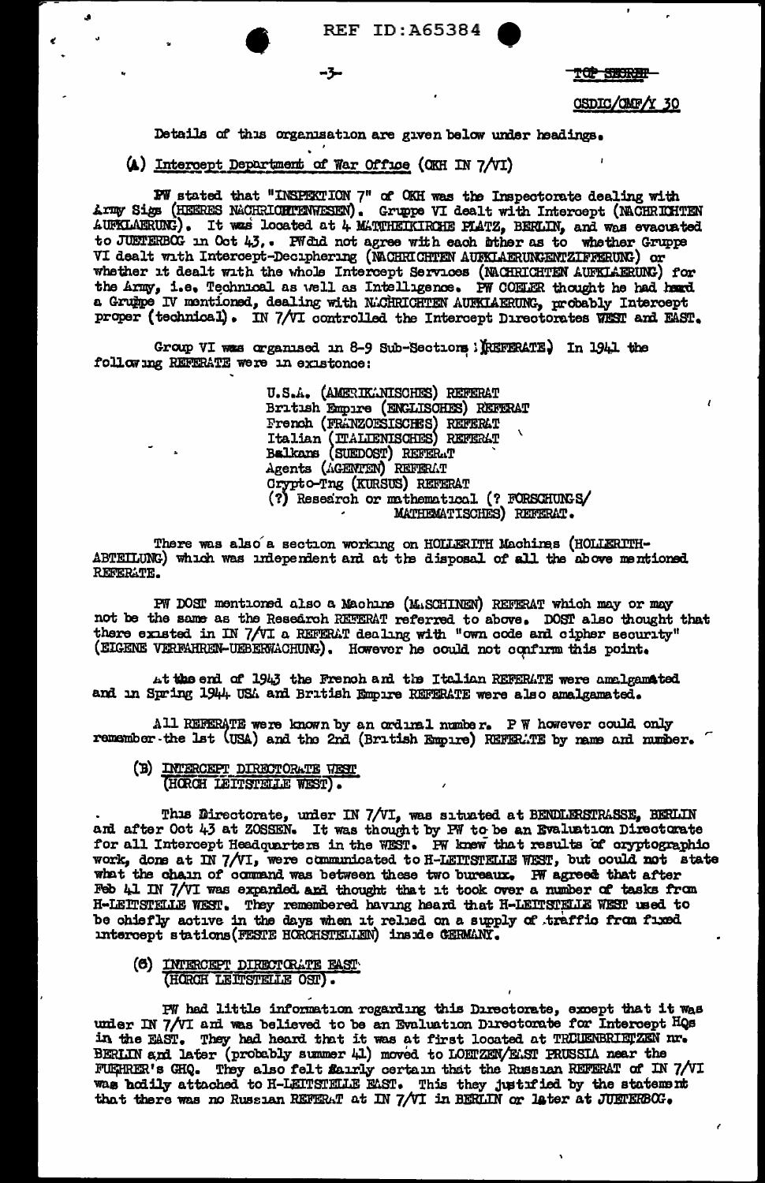Details of this organisation are given below under headings.

(A) Intercept Department of War Office (OKH IN 7/VI)

PW stated that "INSPEKTION 7" of OKH was the Inspectorate dealing with Army Sigs (HEERES NACHRICHTENWESEN). Gruppe VI dealt with Intercept (NACHRICHTEN AUFKLAERUNG). It was located at 4 MATTHEIKIRCHE PLATZ, BERLIN, and was evacuated to JUETERBOG in Oct 43. PW did not agree with each other as to whether Gruppe VI dealt with Intercept-Deciphering (NACHRICHTEN AUFKLAERUNGENTZIFFERUNG) or whether it dealt with the whole Intercept Services (NACHRICHTEN AUFKLAERUNG) for the Army, i.e. Technical as well as Intelligence. PW COBLER thought he had heard a Gruppe IV mentioned, dealing with NACHRICHTEN AUFKLAERUNG, probably Intercept proper (technical). IN 7/VI controlled the Intercept Directorates WEST and EAST.

Group VI was organised in 8-9 Sub-Sections (REFERATE) In 1941 the following REFERATE were in existence:

- U.S.A. (AMERIKANISCHES) REFERAT
- British Empire (ENGLISCHES) REFERAT
- French (FRANZOESISCHES) REFERAT
- Italian (ITALIENISCHES) REFERAT
- Balkans (SUEDOST) REFERAT
- Agents (AGENTEN) REFERAT
- Crypto-Tng (KURSUS) REFERAT
- (?) Research or mathematical (? FORSCHUNGS/MATHEMATISCHES) REFERAT.

There was also a section working on HOLLERITH Machines (HOLLERITH-ABTEILUNG) which was independent and at the disposal of all the above mentioned REFERATE.

PW DOST mentioned also a Machine (MASCHINEN) REFERAT which may or may not be the same as the Research REFERAT referred to above. DOST also thought that there existed in IN 7/VI a REFERAT dealing with "own code and cipher security" (EIGENE VERFAHREN-UEBERWACHUNG). However he could not confirm this point.

At the end of 1943 the French and the Italian REFERATE were amalgamated and in Spring 1944 USA and British Empire REFERATE were also amalgamated.

All REFERATE were known by an ordinal number. P W however could only remember the 1st (USA) and the 2nd (British Empire) REFERATE by name and number.

(B) INTERCEPT DIRECTORATE WEST (HORCH LEITSTELLE WEST).

This Directorate, under IN 7/VI, was situated at BENDLERSTRASSE, BERLIN and after Oct 43 at ZOSSEN. It was thought by PW to be an Evaluation Directorate for all Intercept Headquarters in the WEST. PW knew that results of cryptographic work, done at IN 7/VI, were communicated to H-LEITSTELLE WEST, but could not state what the chain of command was between these two bureaux. PW agreed that after Feb 41 IN 7/VI was expanded and thought that it took over a number of tasks from H-LEITSTELLE WEST. They remembered having heard that H-LEITSTELLE WEST used to be chiefly active in the days when it relied on a supply of traffic from fixed intercept stations (FESTE HORCHSTELLEN) inside GERMANY.

(C) INTERCEPT DIRECTORATE EAST (HORCH LEITSTELLE OST).

PW had little information regarding this Directorate, except that it was under IN 7/VI and was believed to be an Evaluation Directorate for Intercept HQs in the EAST. They had heard that it was at first located at TREUENBRIETZEN nr. BERLIN and later (probably summer 41) moved to LOETZEN/EAST PRUSSIA near the FUEHRER's GHQ. They also felt fairly certain that the Russian REFERAT of IN 7/VI was bodily attached to H-LEITSTELLE EAST. This they justified by the statement that there was no Russian REFERAT at IN 7/VI in BERLIN or later at JUETERBOG.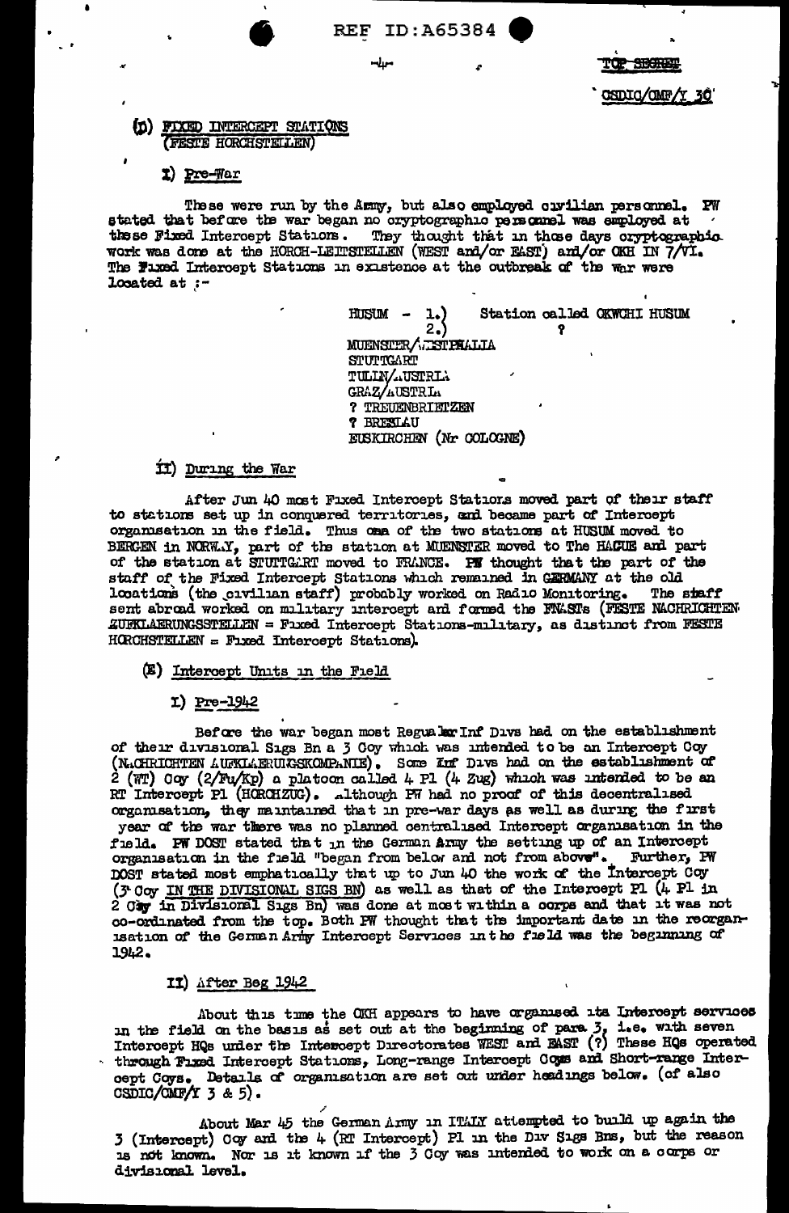TOP SECRET

CSDIC/CMF/Y 30

## (D) FIXED INTERCEPT STATIONS (FESTE HORCHSTELLEN)

### I) Pre-War

These were run by the Army, but also employed civilian personnel. PW stated that before the war began no cryptographic personnel was employed at these Fixed Intercept Stations. They thought that in those days cryptographic work was done at the HORCH-LEITSTELLEN (WEST and/or EAST) and/or OKH IN 7/VI. The Fixed Intercept Stations in existence at the outbreak of the war were located at :-

HUSUM - 1.) Station called OKWCHI HUSUM
2.) ?
MUENSTER/WESTPHALIA
STUTTGART
TULLN/AUSTRIA
GRAZ/AUSTRIA
? TREUENBRIETZEN
? BRESLAU
EUSKIRCHEN (Nr COLOGNE)

### II) During the War

After Jun 40 most Fixed Intercept Stations moved part of their staff to stations set up in conquered territories, and became part of Intercept organisation in the field. Thus one of the two stations at HUSUM moved to BERGEN in NORWAY, part of the station at MUENSTER moved to The HAGUE and part of the station at STUTTGART moved to FRANCE. PW thought that the part of the staff of the Fixed Intercept Stations which remained in GERMANY at the old locations (the civilian staff) probably worked on Radio Monitoring. The staff sent abroad worked on military intercept and formed the FNASTs (FESTE NACHRICHTEN-AUFKLAERUNGSSTELLEN = Fixed Intercept Stations-military, as distinct from FESTE HORCHSTELLEN = Fixed Intercept Stations).

## (E) Intercept Units in the Field

### I) Pre-1942

Before the war began most Regular Inf Divs had on the establishment of their divisional Sigs Bn a 3 Coy which was intended to be an Intercept Coy (NACHRICHTEN AUFKLAERUNGSKOMPANIE). Some Inf Divs had on the establishment of 2 (WT) Coy (2/Fu/Kp) a platoon called 4 Pl (4 Zug) which was intended to be an RT Intercept Pl (HORCHZUG). Although PW had no proof of this decentralised organisation, they maintained that in pre-war days as well as during the first year of the war there was no planned centralised Intercept organisation in the field. PW DOST stated that in the German Army the setting up of an Intercept organisation in the field "began from below and not from above". Further, PW DOST stated most emphatically that up to Jun 40 the work of the Intercept Coy (3 Coy IN THE DIVISIONAL SIGS BN) as well as that of the Intercept Pl (4 Pl in 2 Coy in Divisional Sigs Bn) was done at most within a corps and that it was not co-ordinated from the top. Both PW thought that the important date in the reorganisation of the German Army Intercept Services in the field was the beginning of 1942.

### II) After Beg 1942

About this time the OKH appears to have organised its Intercept services in the field on the basis as set out at the beginning of para 3, i.e. with seven Intercept HQs under the Intercept Directorates WEST and EAST (?) These HQs operated through Fixed Intercept Stations, Long-range Intercept Coys and Short-range Intercept Coys. Details of organisation are set out under headings below. (cf also CSDIC/CMF/Y 3 & 5).

About Mar 45 the German Army in ITALY attempted to build up again the 3 (Intercept) Coy and the 4 (RT Intercept) Pl in the Div Sigs Bns, but the reason is not known. Nor is it known if the 3 Coy was intended to work on a corps or divisional level.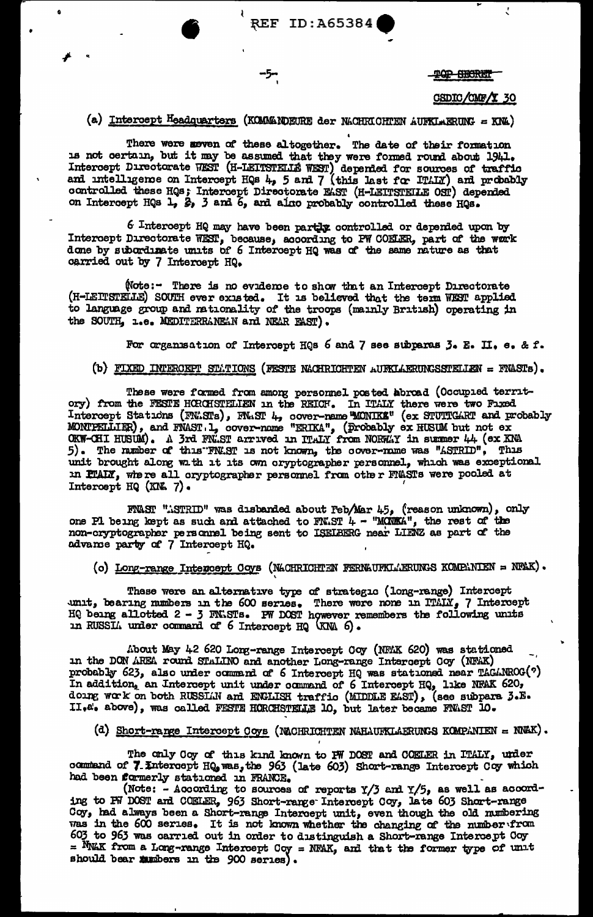(a) Intercept Headquarters (KOMMANDEURE der NACHRICHTEN AUFKLAERUNG = KNA)

There were seven of these altogether. The date of their formation is not certain, but it may be assumed that they were formed round about 1941. Intercept Directorate WEST (H-LEITSTELLE WEST) depended for sources of traffic and intelligence on Intercept HQs 4, 5 and 7 (this last for ITALY) and probably controlled these HQs; Intercept Directorate EAST (H-LEITSTELLE OST) depended on Intercept HQs 1, 2, 3 and 6, and also probably controlled these HQs.

6 Intercept HQ may have been partly controlled or depended upon by Intercept Directorate WEST, because, according to PW COELER, part of the work done by subordinate units of 6 Intercept HQ was of the same nature as that carried out by 7 Intercept HQ.

(Note:- There is no evidence to show that an Intercept Directorate (H-LEITSTELLE) SOUTH ever existed. It is believed that the term WEST applied to language group and nationality of the troops (mainly British) operating in the SOUTH, i.e. MEDITERRANEAN and NEAR EAST).

For organisation of Intercept HQs 6 and 7 see subparas 3. E. II. e. & f.

(b) FIXED INTERCEPT STATIONS (FESTE NACHRICHTEN AUFKLAERUNGSSTELLEN = FNASTs).

These were formed from among personnel posted abroad (Occupied territory) from the FESTE HORCHSTELLEN in the REICH. In ITALY there were two Fixed Intercept Stations (FNASTs), FNAST 4, cover-name "MONIKA" (ex STUTTGART and probably MONTPELLIER), and FNAST 1, cover-name "ERIKA", (Probably ex HUSUM but not ex OKW-CHI HUSUM). A 3rd FNAST arrived in ITALY from NORWAY in summer 44 (ex KNA 5). The number of this FNAST is not known, the cover-name was "ASTRID". This unit brought along with it its own cryptographer personnel, which was exceptional in ITALY, where all cryptographer personnel from other FNASTs were pooled at Intercept HQ (KNA 7).

FNAST "ASTRID" was disbanded about Feb/Mar 45, (reason unknown), only one Pl being kept as such and attached to FNAST 4 - "MONIKA", the rest of the non-cryptographer personnel being sent to ISELBERG near LIENZ as part of the advance party of 7 Intercept HQ.

(c) Long-range Intercept Coys (NACHRICHTEN FERNAUFKLAERUNGS KOMPANIEN = NFAK).

These were an alternative type of strategic (long-range) Intercept unit, bearing numbers in the 600 series. There were none in ITALY, 7 Intercept HQ being allotted 2 - 3 FNASTs. PW DOST however remembers the following units in RUSSIA under command of 6 Intercept HQ (KNA 6).

About May 42 620 Long-range Intercept Coy (NFAK 620) was stationed in the DON AREA round STALINO and another Long-range Intercept Coy (NFAK) probably 623, also under command of 6 Intercept HQ was stationed near TAGANROG(?) In addition, an Intercept unit under command of 6 Intercept HQ, like NFAK 620, doing work on both RUSSIAN and ENGLISH traffic (MIDDLE EAST), (see subpara 3.E. II.a. above), was called FESTE HORCHSTELLE 10, but later became FNAST 10.

(d) Short-range Intercept Coys (NACHRICHTEN NAHAUFKLAERUNGS KOMPANIEN = NNAK).

The only Coy of this kind known to PW DOST and COELER in ITALY, under command of 7 Intercept HQ, was the 963 (late 603) Short-range Intercept Coy which had been formerly stationed in FRANCE.

(Note: - According to sources of reports Y/3 and Y/5, as well as according to PW DOST and COELER, 963 Short-range Intercept Coy, late 603 Short-range Coy, had always been a Short-range Intercept unit, even though the old numbering was in the 600 series. It is not known whether the changing of the number from 603 to 963 was carried out in order to distinguish a Short-range Intercept Coy = NNAK from a Long-range Intercept Coy = NFAK, and that the former type of unit should bear numbers in the 900 series).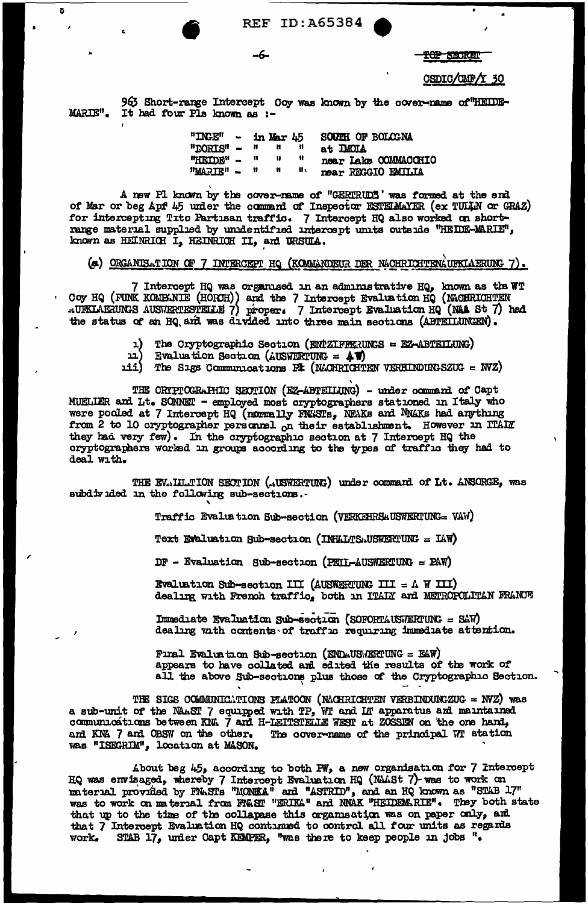TOP SECRET

CSDIC/CMF/Y 30

963 Short-range Intercept Coy was known by the cover-name of "HEIDE-MARIE". It had four Pls known as :-

| | | |
|---|---|---|
| "INGE" | - in Mar 45 | SOUTH OF BOLOGNA |
| "DORIS" | - " " " | at IMOLA |
| "HEIDE" | - " " " | near Lake COMMACCHIO |
| "MARIE" | - " " " | near REGGIO EMILIA |

A new Pl known by the cover-name of "GERTRUDE" was formed at the end of Mar or beg Apr 45 under the command of Inspector ESTERMAYER (ex TULLN or GRAZ) for intercepting Tito Partisan traffic. 7 Intercept HQ also worked on short-range material supplied by unidentified intercept units outside "HEIDE-MARIE", known as HEINRICH I, HEINRICH II, and URSULA.

(a) ORGANISATION OF 7 INTERCEPT HQ (KOMMANDEUR DER NACHRICHTENAUFKLAERUNG 7).

7 Intercept HQ was organised in an administrative HQ, known as the WT Coy HQ (FUNK KOMPANIE (HORCH)) and the 7 Intercept Evaluation HQ (NACHRICHTEN AUFKLAERUNGS AUSWERTESTELLE 7) proper. 7 Intercept Evaluation HQ (NAA St 7) had the status of an HQ and was divided into three main sections (ABTEILUNGEN).

i) The Cryptographic Section (ENTZIFFERUNGS = EZ-ABTEILUNG)
ii) Evaluation Section (AUSWERTUNG = AW)
iii) The Sigs Communications Pl (NACHRICHTEN VERBINDUNGSZUG = NVZ)

THE CRYPTOGRAPHIC SECTION (EZ-ABTEILUNG) - under command of Capt MUELLER and Lt. SONNET - employed most cryptographers stationed in Italy who were pooled at 7 Intercept HQ (normally FNASTs, NEAKs and NNAKs had anything from 2 to 10 cryptographer personnel on their establishment. However in ITALY they had very few). In the cryptographic section at 7 Intercept HQ the cryptographers worked in groups according to the types of traffic they had to deal with.

THE EVALUATION SECTION (AUSWERTUNG) under command of Lt. ANSORGE, was subdivided in the following sub-sections.-

Traffic Evaluation Sub-section (VERKEHRSAUSWERTUNG= VAW)

Text Evaluation Sub-section (INHALTSAUSWERTUNG = IAW)

DF - Evaluation Sub-section (PEIL-AUSWERTUNG = PAW)

Evaluation Sub-section III (AUSWERTUNG III = A W III) dealing with French traffic, both in ITALY and METROPOLITAN FRANCE

Immediate Evaluation Sub-section (SOFORTAUSWERTUNG = SAW) dealing with contents of traffic requiring immediate attention.

Final Evaluation Sub-section (ENDAUSWERTUNG = EAW) appears to have collated and edited the results of the work of all the above Sub-sections plus those of the Cryptographic Section.

THE SIGS COMMUNICATIONS PLATOON (NACHRICHTEN VERBINDUNGZUG = NVZ) was a sub-unit of the NAAST 7 equipped with TP, WT and LT apparatus and maintained communications between KNA 7 and H-LEITSTELLE WEST at ZOSSEN on the one hand, and KNA 7 and OBSW on the other. The cover-name of the principal WT station was "ISEGRIM", location at MASON.

About beg 45, according to both PW, a new organisation for 7 Intercept HQ was envisaged, whereby 7 Intercept Evaluation HQ (NAASt 7)-was to work on material provided by FNASTs "MONIKA" and "ASTRID", and an HQ known as "STAB 17" was to work on material from FNAST "ERIKA" and NNAK "HEIDEMARIE". They both state that up to the time of the collapse this organisation was on paper only, and that 7 Intercept Evaluation HQ continued to control all four units as regards work. STAB 17, under Capt KEMPER, "was there to keep people in jobs ".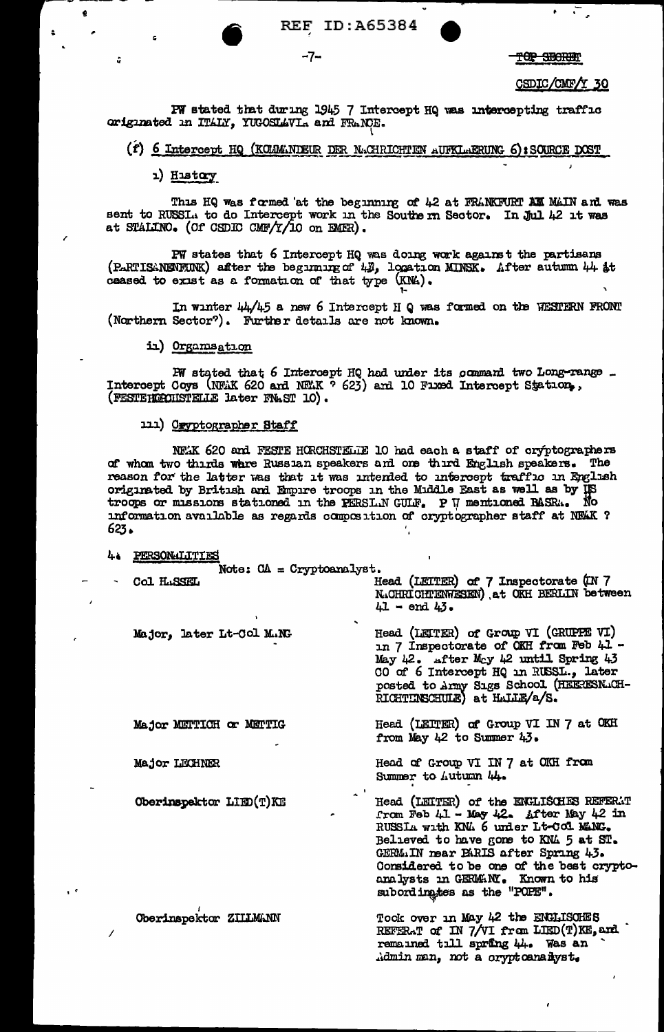PW stated that during 1945 7 Intercept HQ was intercepting traffic originated in ITALY, YUGOSLAVIA and FRANCE.

(f) 6 Intercept HQ (KOMMANDEUR DER NACHRICHTEN AUFKLAERUNG 6): SOURCE DOST

i) History

This HQ was formed at the beginning of 42 at FRANKFURT AM MAIN and was sent to RUSSIA to do Intercept work in the Southern Sector. In Jul 42 it was at STALINO. (Cf CSDIC CMF/Y/10 on EMER).

PW states that 6 Intercept HQ was doing work against the partisans (PARTISANENFUNK) after the beginning of 43, location MINSK. After autumn 44 it ceased to exist as a formation of that type (KNA).

In winter 44/45 a new 6 Intercept H Q was formed on the WESTERN FRONT (Northern Sector?). Further details are not known.

ii) Organisation

PW stated that 6 Intercept HQ had under its command two Long-range Intercept Coys (NFAK 620 and NFAK ? 623) and 10 Fixed Intercept Station, (FESTEHORCHSTELLE later FNAST 10).

iii) Cryptographer Staff

NFAK 620 and FESTE HORCHSTELLE 10 had each a staff of cryptographers of whom two thirds were Russian speakers and one third English speakers. The reason for the latter was that it was intended to intercept traffic in English originated by British and Empire troops in the Middle East as well as by US troops or missions stationed in the PERSIAN GULF. P W mentioned BASRA. No information available as regards composition of cryptographer staff at NFAK ? 623.

4. PERSONALITIES

Note: CA = Cryptoanalyst.

| | |
|---|---|
| Col HASSEL | Head (LEITER) of 7 Inspectorate (IN 7 NACHRICHTENWESEN) at OKH BERLIN between 41 - end 43. |
| Major, later Lt-Col MANG | Head (LEITER) of Group VI (GRUPPE VI) in 7 Inspectorate of OKH from Feb 41 - May 42. After May 42 until Spring 43 CO of 6 Intercept HQ in RUSSIA, later posted to Army Sigs School (HEERESNACHRICHTENSCHULE) at HALLE/a/S. |
| Major METTICH or METTIG | Head (LEITER) of Group VI IN 7 at OKH from May 42 to Summer 43. |
| Major LECHNER | Head of Group VI IN 7 at OKH from Summer to Autumn 44. |
| Oberinspektor LIED(T)KE | Head (LEITER) of the ENGLISCHES REFERAT from Feb 41 - May 42. After May 42 in RUSSIA with KNA 6 under Lt-Col MANG. Believed to have gone to KNA 5 at ST. GERMAIN near PARIS after Spring 43. Considered to be one of the best cryptoanalysts in GERMANY. Known to his subordinates as the "POPE". |
| Oberinspektor ZILLMANN | Took over in May 42 the ENGLISCHES REFERAT of IN 7/VI from LIED(T)KE, and remained till spring 44. Was an Admin man, not a cryptoanalyst. |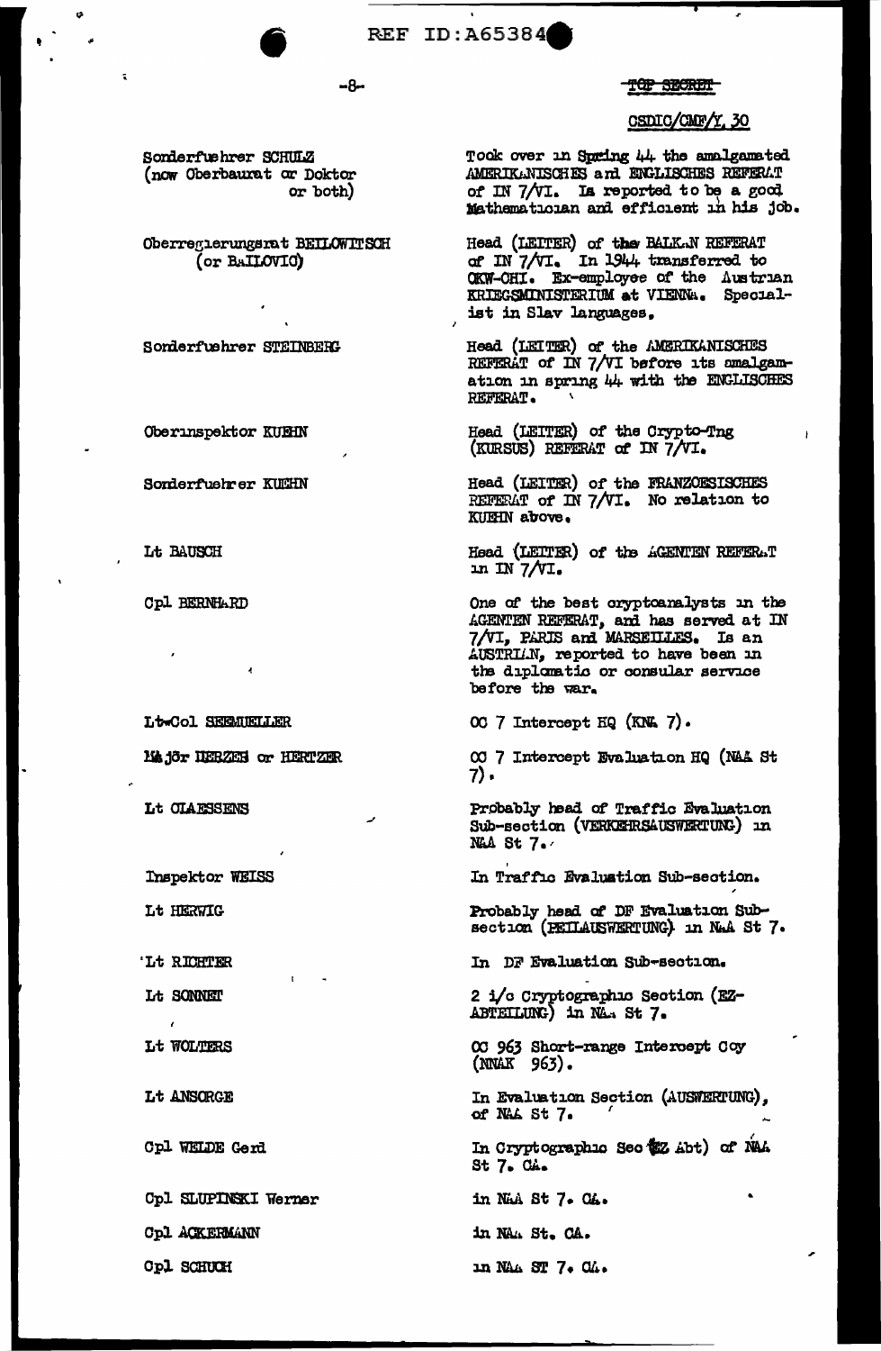TOP SECRET

CSDIC/CMF/Y. 30

| | |
|---|---|
| Sonderfuehrer SCHULZ (now Oberbaurat or Doktor or both) | Took over in Spring 44 the amalgamated AMERIKANISCHES and ENGLISCHES REFERAT of IN 7/VI. Is reported to be a good Mathematician and efficient in his job. |
| Oberregierungsrat BEILOWITSCH (or BAILOVIC) | Head (LEITER) of the BALKAN REFERAT of IN 7/VI. In 1944 transferred to OKW-CHI. Ex-employee of the Austrian KRIEGSMINISTERIUM at VIENNA. Specialist in Slav languages. |
| Sonderfuehrer STEINBERG | Head (LEITER) of the AMERIKANISCHES REFERAT of IN 7/VI before its amalgamation in spring 44 with the ENGLISCHES REFERAT. |
| Oberinspektor KUEHN | Head (LEITER) of the Crypto-Tng (KURSUS) REFERAT of IN 7/VI. |
| Sonderfuehrer KUEHN | Head (LEITER) of the FRANZOESISCHES REFERAT of IN 7/VI. No relation to KUEHN above. |
| Lt BAUSCH | Head (LEITER) of the AGENTEN REFERAT in IN 7/VI. |
| Cpl BERNHARD | One of the best cryptoanalysts in the AGENTEN REFERAT, and has served at IN 7/VI, PARIS and MARSEILLES. Is an AUSTRIAN, reported to have been in the diplomatic or consular service before the war. |
| Lt-Col SEEMUELLER | OC 7 Intercept HQ (KNA 7). |
| Major HERZER or HERTZER | OC 7 Intercept Evaluation HQ (NAA St 7). |
| Lt CLAESSENS | Probably head of Traffic Evaluation Sub-section (VERKEHRSAUSWERTUNG) in NAA St 7. |
| Inspektor WEISS | In Traffic Evaluation Sub-section. |
| Lt HERWIG | Probably head of DF Evaluation Sub-section (PEILAUSWERTUNG) in NAA St 7. |
| Lt RICHTER | In DF Evaluation Sub-section. |
| Lt SONNET | 2 i/c Cryptographic Section (EZ-ABTEILUNG) in NAA St 7. |
| Lt WOLTERS | OC 963 Short-range Intercept Coy (NNAK 963). |
| Lt ANSORGE | In Evaluation Section (AUSWERTUNG), of NAA St 7. |
| Cpl WELDE Gerd | In Cryptographic Sec (EZ Abt) of NAA St 7. CA. |
| Cpl SLUPINSKI Werner | in NAA St 7. CA. |
| Cpl ACKERMANN | in NAA St. CA. |
| Cpl SCHUCH | in NAA ST 7. CA. |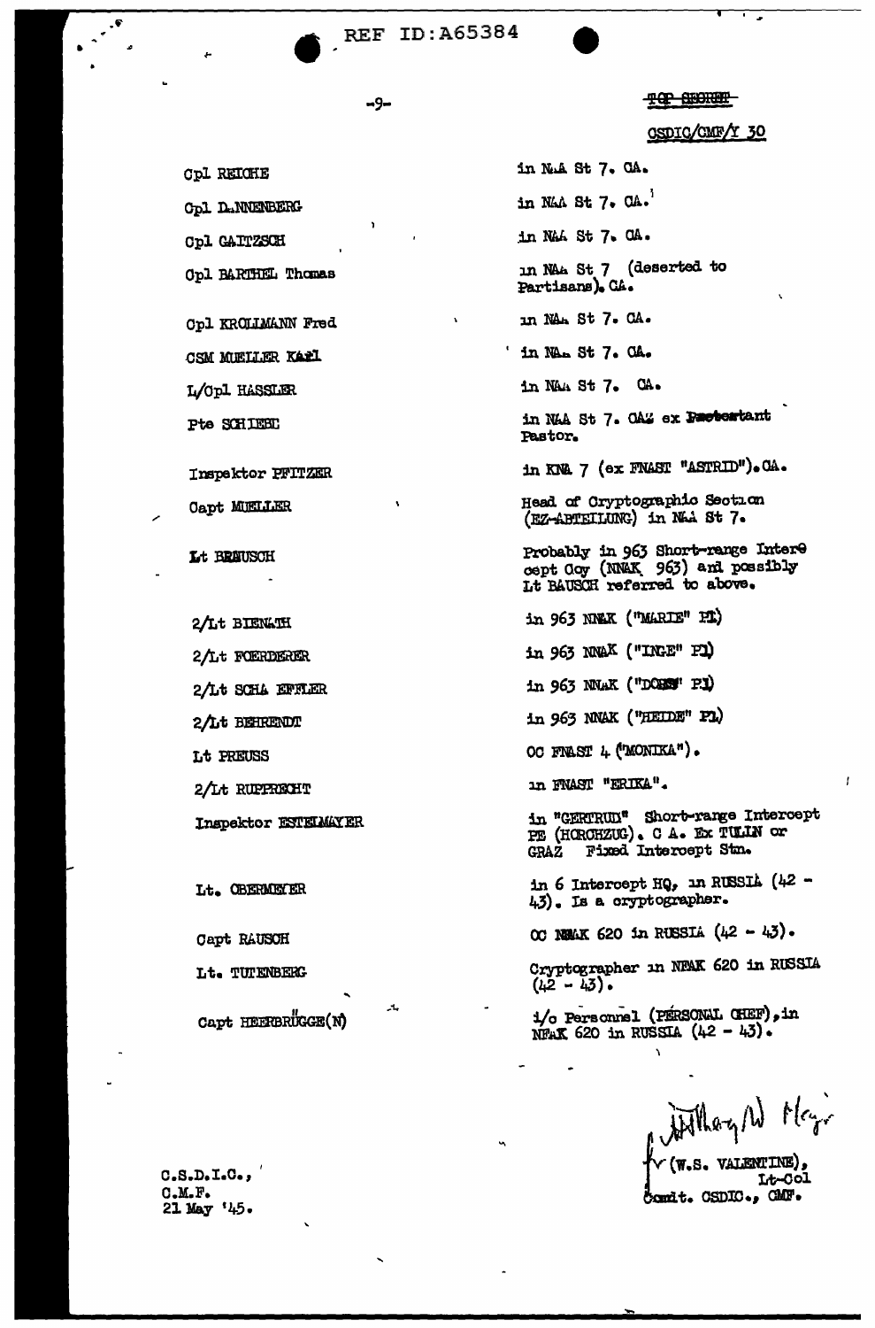TOP SECRET

CSDIC/CMF/Y 30

| | |
|---|---|
| Cpl REICHE | in NAA St 7. CA. |
| Cpl DANNENBERG | in NAA St 7. CA. |
| Cpl GAITZSCH | in NAA St 7. CA. |
| Cpl BARTHEL Thomas | in NAA St 7 (deserted to Partisans). CA. |
| Cpl KROLLMANN Fred | in NAA St 7. CA. |
| CSM MUELLER Karl | in NAA St 7. CA. |
| L/Cpl HASSLER | in NAA St 7. CA. |
| Pte SCHIEBE | in NAA St 7. CA. ex ~~Protestant~~ Pastor. |
| Inspektor PFITZER | in KNA 7 (ex FNAST "ASTRID"). CA. |
| Capt MUELLER | Head of Cryptographic Section (EZ-ABTEILUNG) in NAA St 7. |
| Lt BRAUSCH | Probably in 963 Short-range Intercept Coy (NNAK 963) and possibly Lt BAUSCH referred to above. |
| 2/Lt BIENATH | in 963 NNAK ("MARIE" Pl) |
| 2/Lt FOERDERER | in 963 NNAK ("INGE" Pl) |
| 2/Lt SCHAEFFLER | in 963 NNAK ("DORIS" Pl) |
| 2/Lt BEHRENDT | in 963 NNAK ("HEIDE" Pl) |
| Lt PREUSS | OC FNAST 4 ("MONIKA"). |
| 2/Lt RUPPRECHT | in FNAST "ERIKA". |
| Inspektor ESTELMAYER | in "GERTRUD" Short-range Intercept PE (HORCHZUG). C A. Ex TULLN or GRAZ Fixed Intercept Stn. |
| Lt. OBERMEYER | in 6 Intercept HQ, in RUSSIA (42 - 43). Is a cryptographer. |
| Capt RAUSCH | OC NNAK 620 in RUSSIA (42 - 43). |
| Lt. TUTENBERG | Cryptographer in NFAK 620 in RUSSIA (42 - 43). |
| Capt HEERBRÜGGE(N) | i/c Personnel (PERSONAL CHEF), in NFAK 620 in RUSSIA (42 - 43). |

C.S.D.I.C.,
C.M.F.
21 May '45.

fr (W.S. VALENTINE),
Lt-Col
Comdt. CSDIC., CMF.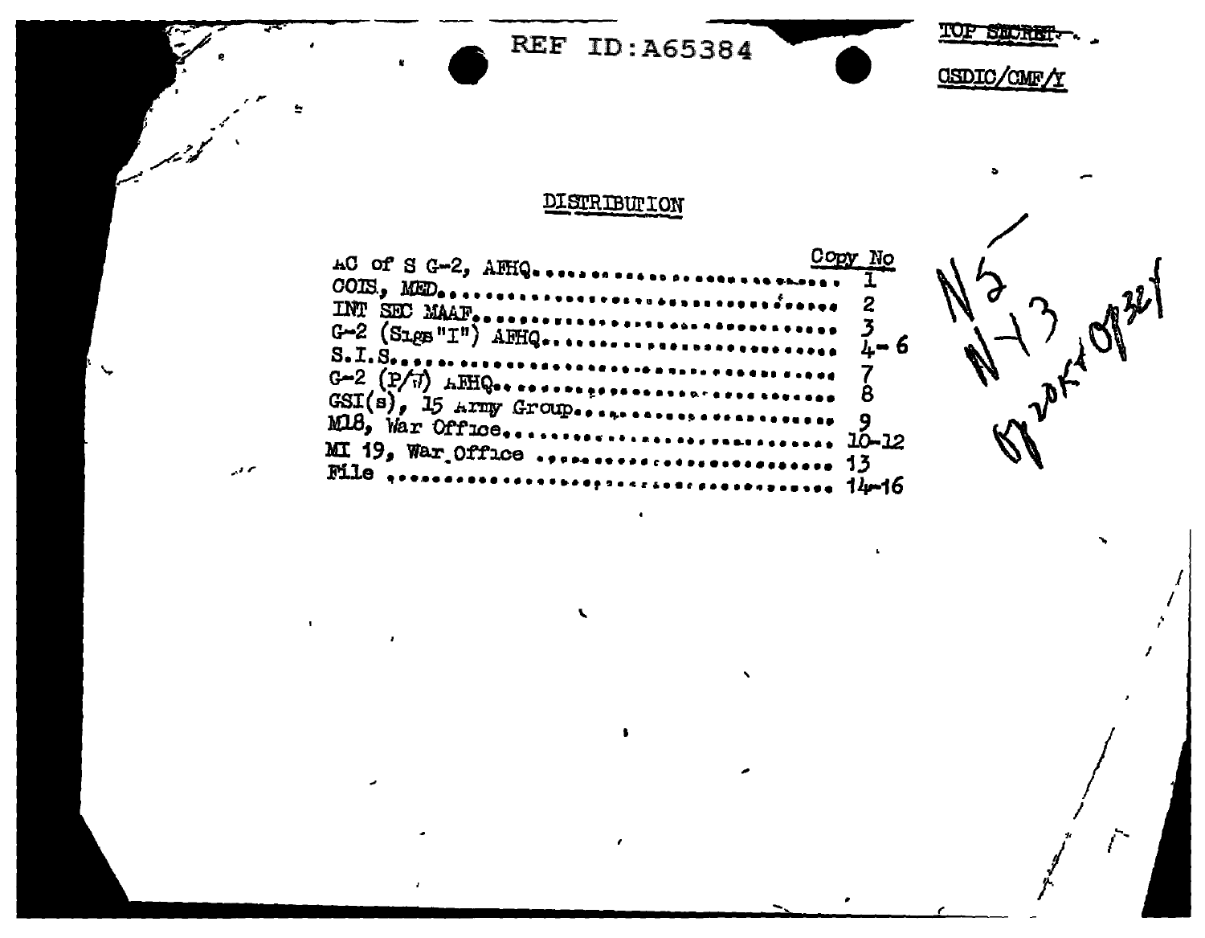REF ID:A65384

TOP SECRET

CSDIC/CMF/Y

## DISTRIBUTION

| | Copy No |
|---|---|
| AC of S G-2, AFHQ | 1 |
| COIS, MED. | 2 |
| INT SEC MAAF | 3 |
| G-2 (Sigs "I") AFHQ | 4-6 |
| S.I.S. | 7 |
| G-2 (P/W) AFHQ | 8 |
| GSI(s), 15 Army Group | 9 |
| MI8, War Office | 10-12 |
| MI 19, War Office | 13 |
| File | 14-16 |

N5
N-13
Op 20K + Op 32Y